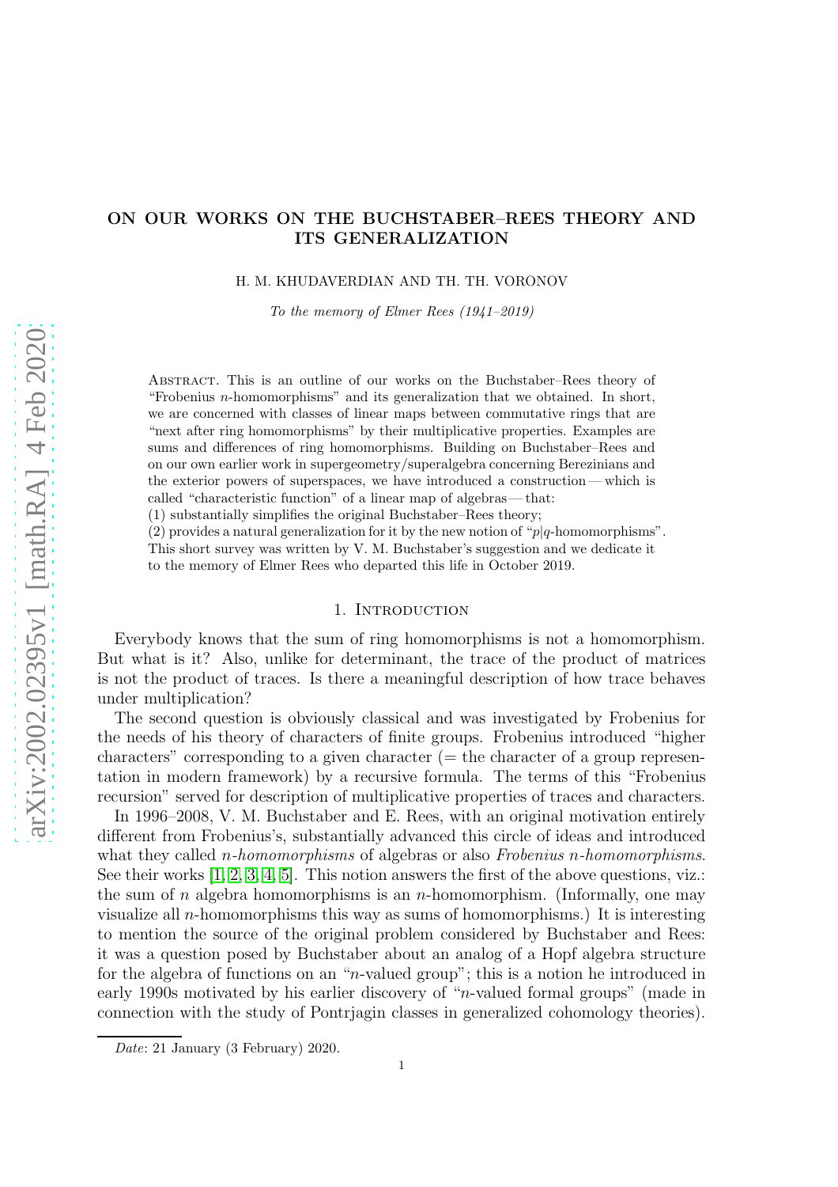# ON OUR WORKS ON THE BUCHSTABER–REES THEORY AND ITS GENERALIZATION

H. M. KHUDAVERDIAN AND TH. TH. VORONOV

*To the memory of Elmer Rees (1941–2019)*

Abstract. This is an outline of our works on the Buchstaber–Rees theory of "Frobenius $n$-homomorphisms" and its generalization that we obtained. In short, we are concerned with classes of linear maps between commutative rings that are "next after ring homomorphisms" by their multiplicative properties. Examples are sums and differences of ring homomorphisms. Building on Buchstaber–Rees and on our own earlier work in supergeometry/superalgebra concerning Berezinians and the exterior powers of superspaces, we have introduced a construction — which is called "characteristic function" of a linear map of algebras — that:
(1) substantially simplifies the original Buchstaber–Rees theory;
(2) provides a natural generalization for it by the new notion of "$p|q$-homomorphisms".
This short survey was written by V. M. Buchstaber's suggestion and we dedicate it to the memory of Elmer Rees who departed this life in October 2019.

## 1. Introduction

Everybody knows that the sum of ring homomorphisms is not a homomorphism. But what is it? Also, unlike for determinant, the trace of the product of matrices is not the product of traces. Is there a meaningful description of how trace behaves under multiplication?

The second question is obviously classical and was investigated by Frobenius for the needs of his theory of characters of finite groups. Frobenius introduced "higher characters" corresponding to a given character (= the character of a group representation in modern framework) by a recursive formula. The terms of this "Frobenius recursion" served for description of multiplicative properties of traces and characters.

In 1996–2008, V. M. Buchstaber and E. Rees, with an original motivation entirely different from Frobenius's, substantially advanced this circle of ideas and introduced what they called *$n$-homomorphisms* of algebras or also *Frobenius $n$-homomorphisms*. See their works [1, 2, 3, 4, 5]. This notion answers the first of the above questions, viz.: the sum of $n$ algebra homomorphisms is an $n$-homomorphism. (Informally, one may visualize all $n$-homomorphisms this way as sums of homomorphisms.) It is interesting to mention the source of the original problem considered by Buchstaber and Rees: it was a question posed by Buchstaber about an analog of a Hopf algebra structure for the algebra of functions on an "$n$-valued group"; this is a notion he introduced in early 1990s motivated by his earlier discovery of "$n$-valued formal groups" (made in connection with the study of Pontrjagin classes in generalized cohomology theories).

*Date*: 21 January (3 February) 2020.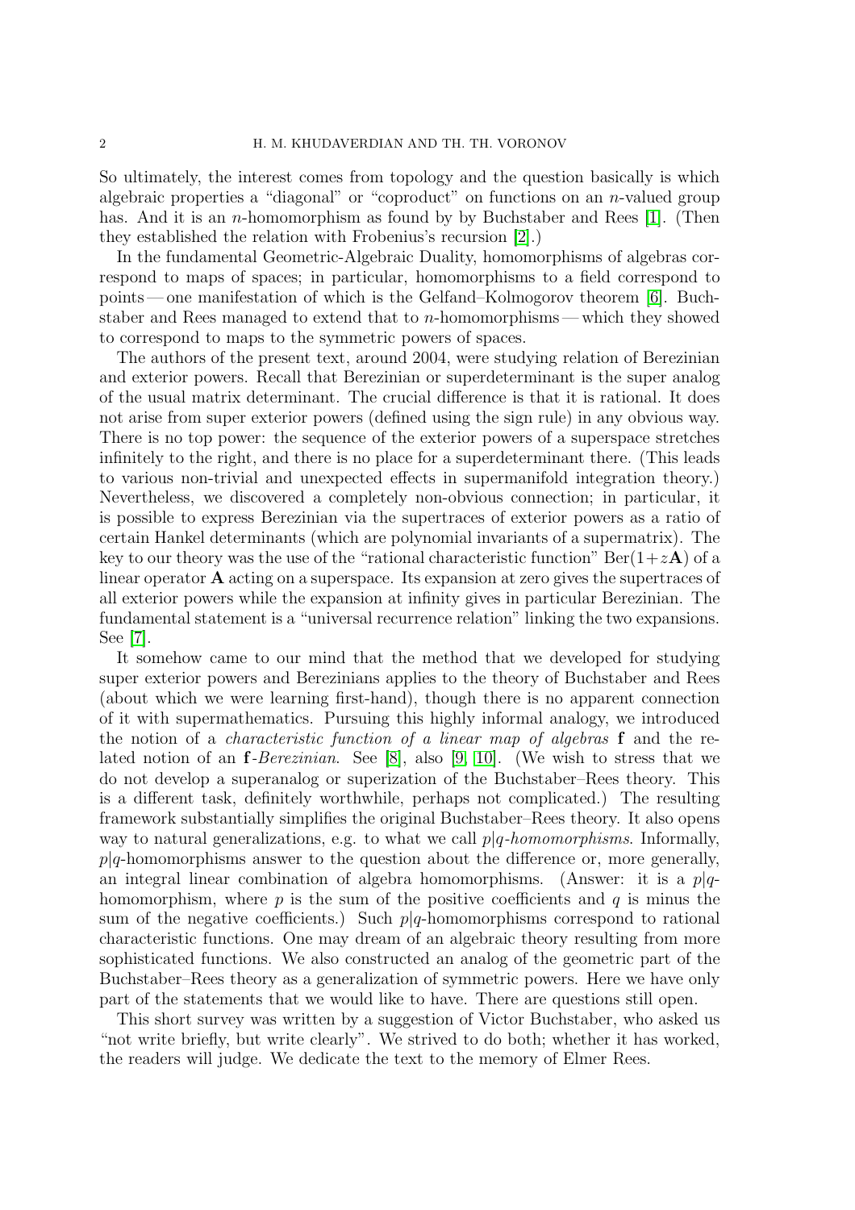So ultimately, the interest comes from topology and the question basically is which algebraic properties a "diagonal" or "coproduct" on functions on an $n$-valued group has. And it is an $n$-homomorphism as found by by Buchstaber and Rees [1]. (Then they established the relation with Frobenius's recursion [2].)

In the fundamental Geometric-Algebraic Duality, homomorphisms of algebras correspond to maps of spaces; in particular, homomorphisms to a field correspond to points — one manifestation of which is the Gelfand–Kolmogorov theorem [6]. Buchstaber and Rees managed to extend that to $n$-homomorphisms — which they showed to correspond to maps to the symmetric powers of spaces.

The authors of the present text, around 2004, were studying relation of Berezinian and exterior powers. Recall that Berezinian or superdeterminant is the super analog of the usual matrix determinant. The crucial difference is that it is rational. It does not arise from super exterior powers (defined using the sign rule) in any obvious way. There is no top power: the sequence of the exterior powers of a superspace stretches infinitely to the right, and there is no place for a superdeterminant there. (This leads to various non-trivial and unexpected effects in supermanifold integration theory.) Nevertheless, we discovered a completely non-obvious connection; in particular, it is possible to express Berezinian via the supertraces of exterior powers as a ratio of certain Hankel determinants (which are polynomial invariants of a supermatrix). The key to our theory was the use of the "rational characteristic function" $\operatorname{Ber}(1+z\mathbf{A})$ of a linear operator $\mathbf{A}$ acting on a superspace. Its expansion at zero gives the supertraces of all exterior powers while the expansion at infinity gives in particular Berezinian. The fundamental statement is a "universal recurrence relation" linking the two expansions. See [7].

It somehow came to our mind that the method that we developed for studying super exterior powers and Berezinians applies to the theory of Buchstaber and Rees (about which we were learning first-hand), though there is no apparent connection of it with supermathematics. Pursuing this highly informal analogy, we introduced the notion of a *characteristic function of a linear map of algebras* $\mathbf{f}$ and the related notion of an $\mathbf{f}$*-Berezinian*. See [8], also [9, 10]. (We wish to stress that we do not develop a superanalog or superization of the Buchstaber–Rees theory. This is a different task, definitely worthwhile, perhaps not complicated.) The resulting framework substantially simplifies the original Buchstaber–Rees theory. It also opens way to natural generalizations, e.g. to what we call $p|q$*-homomorphisms*. Informally, $p|q$-homomorphisms answer to the question about the difference or, more generally, an integral linear combination of algebra homomorphisms. (Answer: it is a $p|q$-homomorphism, where $p$ is the sum of the positive coefficients and $q$ is minus the sum of the negative coefficients.) Such $p|q$-homomorphisms correspond to rational characteristic functions. One may dream of an algebraic theory resulting from more sophisticated functions. We also constructed an analog of the geometric part of the Buchstaber–Rees theory as a generalization of symmetric powers. Here we have only part of the statements that we would like to have. There are questions still open.

This short survey was written by a suggestion of Victor Buchstaber, who asked us "not write briefly, but write clearly". We strived to do both; whether it has worked, the readers will judge. We dedicate the text to the memory of Elmer Rees.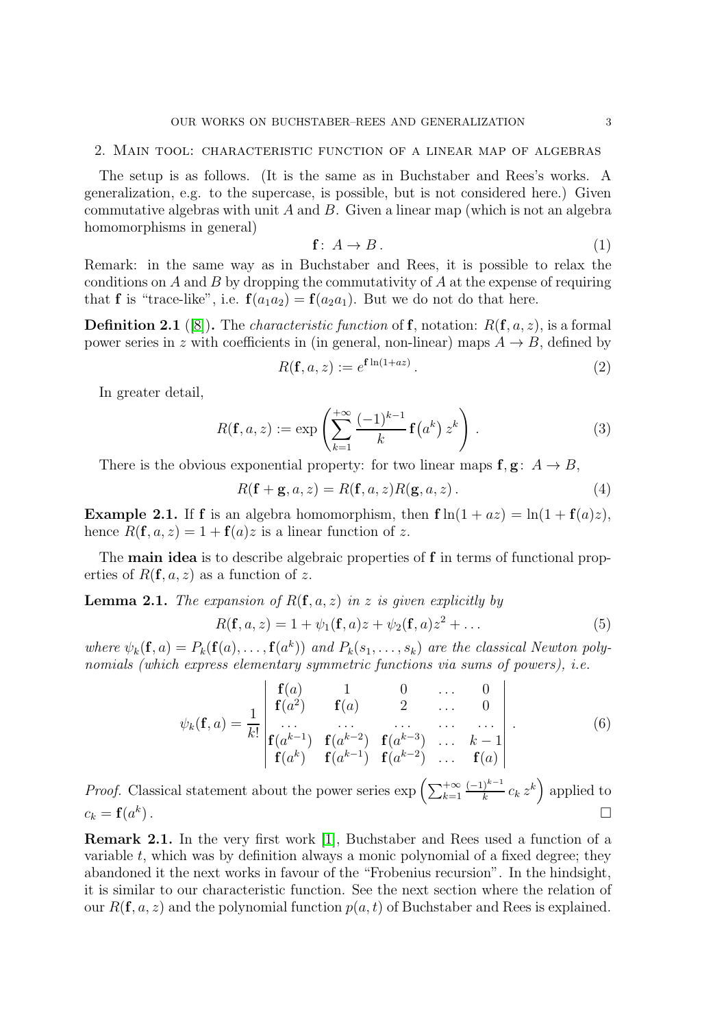## 2. Main tool: characteristic function of a linear map of algebras

The setup is as follows. (It is the same as in Buchstaber and Rees's works. A generalization, e.g. to the supercase, is possible, but is not considered here.) Given commutative algebras with unit $A$ and $B$. Given a linear map (which is not an algebra homomorphisms in general)

$$\mathbf{f}\colon\, A \to B\,. \tag{1}$$

Remark: in the same way as in Buchstaber and Rees, it is possible to relax the conditions on $A$ and $B$ by dropping the commutativity of $A$ at the expense of requiring that $\mathbf{f}$ is "trace-like", i.e. $\mathbf{f}(a_1a_2) = \mathbf{f}(a_2a_1)$. But we do not do that here.

**Definition 2.1** ([8])**.** The *characteristic function* of $\mathbf{f}$, notation: $R(\mathbf{f}, a, z)$, is a formal power series in $z$ with coefficients in (in general, non-linear) maps $A \to B$, defined by

$$R(\mathbf{f}, a, z) := e^{\mathbf{f}\ln(1+az)}\,. \tag{2}$$

In greater detail,

$$R(\mathbf{f}, a, z) := \exp\left(\sum_{k=1}^{+\infty} \frac{(-1)^{k-1}}{k}\,\mathbf{f}\big(a^k\big)\,z^k\right)\,. \tag{3}$$

There is the obvious exponential property: for two linear maps $\mathbf{f}, \mathbf{g}\colon\, A \to B$,

$$R(\mathbf{f}+\mathbf{g}, a, z) = R(\mathbf{f}, a, z)R(\mathbf{g}, a, z)\,. \tag{4}$$

**Example 2.1.** If $\mathbf{f}$ is an algebra homomorphism, then $\mathbf{f}\ln(1+az) = \ln(1+\mathbf{f}(a)z)$, hence $R(\mathbf{f}, a, z) = 1 + \mathbf{f}(a)z$ is a linear function of $z$.

The **main idea** is to describe algebraic properties of $\mathbf{f}$ in terms of functional properties of $R(\mathbf{f}, a, z)$ as a function of $z$.

**Lemma 2.1.** *The expansion of $R(\mathbf{f}, a, z)$ in $z$ is given explicitly by*

$$R(\mathbf{f}, a, z) = 1 + \psi_1(\mathbf{f}, a)z + \psi_2(\mathbf{f}, a)z^2 + \dots \tag{5}$$

*where $\psi_k(\mathbf{f}, a) = P_k(\mathbf{f}(a), \dots, \mathbf{f}(a^k))$ and $P_k(s_1, \dots, s_k)$ are the classical Newton polynomials (which express elementary symmetric functions via sums of powers), i.e.*

$$\psi_k(\mathbf{f}, a) = \frac{1}{k!}\begin{vmatrix} \mathbf{f}(a) & 1 & 0 & \dots & 0 \\ \mathbf{f}(a^2) & \mathbf{f}(a) & 2 & \dots & 0 \\ \dots & \dots & \dots & \dots & \dots \\ \mathbf{f}(a^{k-1}) & \mathbf{f}(a^{k-2}) & \mathbf{f}(a^{k-3}) & \dots & k-1 \\ \mathbf{f}(a^k) & \mathbf{f}(a^{k-1}) & \mathbf{f}(a^{k-2}) & \dots & \mathbf{f}(a) \end{vmatrix}\,. \tag{6}$$

*Proof.* Classical statement about the power series $\exp\left(\sum_{k=1}^{+\infty} \frac{(-1)^{k-1}}{k}\, c_k\, z^k\right)$ applied to $c_k = \mathbf{f}(a^k)$. □

**Remark 2.1.** In the very first work [1], Buchstaber and Rees used a function of a variable $t$, which was by definition always a monic polynomial of a fixed degree; they abandoned it the next works in favour of the "Frobenius recursion". In the hindsight, it is similar to our characteristic function. See the next section where the relation of our $R(\mathbf{f}, a, z)$ and the polynomial function $p(a, t)$ of Buchstaber and Rees is explained.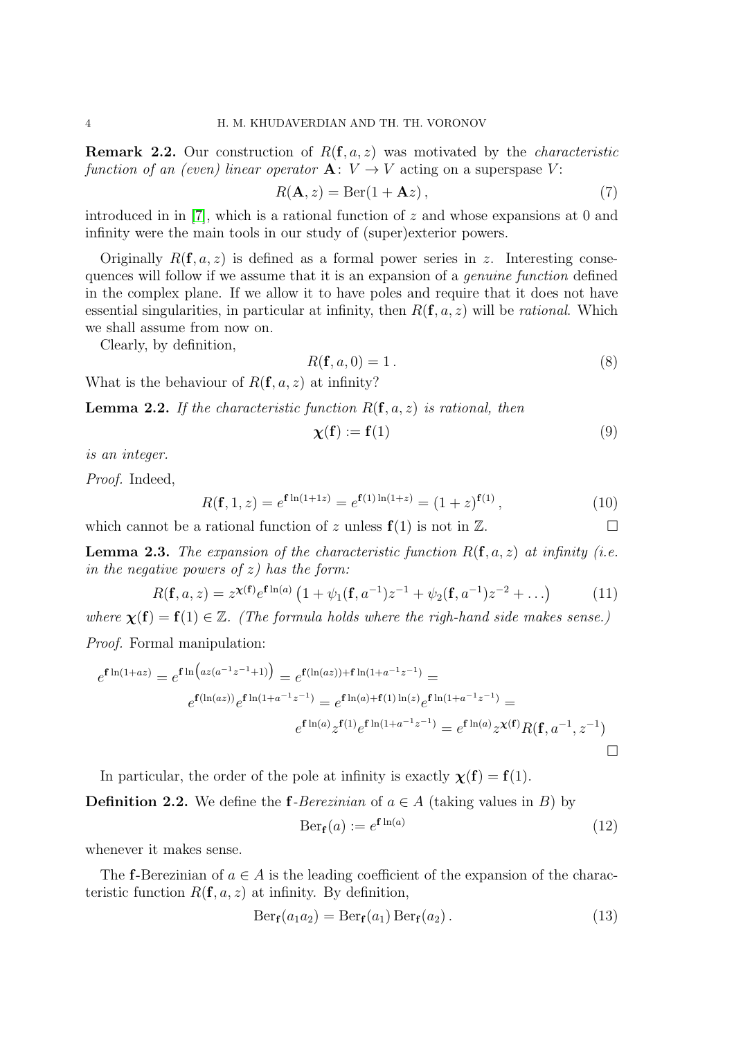**Remark 2.2.** Our construction of $R(\mathbf{f}, a, z)$ was motivated by the *characteristic function of an (even) linear operator* $\mathbf{A}\colon V \to V$ acting on a superspase $V$:

$$R(\mathbf{A}, z) = \operatorname{Ber}(1 + \mathbf{A}z)\,, \tag{7}$$

introduced in in [7], which is a rational function of $z$ and whose expansions at 0 and infinity were the main tools in our study of (super)exterior powers.

Originally $R(\mathbf{f}, a, z)$ is defined as a formal power series in $z$. Interesting consequences will follow if we assume that it is an expansion of a *genuine function* defined in the complex plane. If we allow it to have poles and require that it does not have essential singularities, in particular at infinity, then $R(\mathbf{f}, a, z)$ will be *rational*. Which we shall assume from now on.

Clearly, by definition,

$$R(\mathbf{f}, a, 0) = 1\,. \tag{8}$$

What is the behaviour of $R(\mathbf{f}, a, z)$ at infinity?

**Lemma 2.2.** *If the characteristic function $R(\mathbf{f}, a, z)$ is rational, then*

$$\boldsymbol{\chi}(\mathbf{f}) := \mathbf{f}(1) \tag{9}$$

*is an integer.*

*Proof.* Indeed,

$$R(\mathbf{f}, 1, z) = e^{\mathbf{f}\ln(1+1z)} = e^{\mathbf{f}(1)\ln(1+z)} = (1+z)^{\mathbf{f}(1)}\,, \tag{10}$$

which cannot be a rational function of $z$ unless $\mathbf{f}(1)$ is not in $\mathbb{Z}$. $\square$

**Lemma 2.3.** *The expansion of the characteristic function $R(\mathbf{f}, a, z)$ at infinity (i.e. in the negative powers of $z$) has the form:*

$$R(\mathbf{f}, a, z) = z^{\boldsymbol{\chi}(\mathbf{f})} e^{\mathbf{f}\ln(a)} \left(1 + \psi_1(\mathbf{f}, a^{-1})z^{-1} + \psi_2(\mathbf{f}, a^{-1})z^{-2} + \ldots\right) \tag{11}$$

*where $\boldsymbol{\chi}(\mathbf{f}) = \mathbf{f}(1) \in \mathbb{Z}$. (The formula holds where the righ-hand side makes sense.)*

*Proof.* Formal manipulation:

$$\begin{gathered}
e^{\mathbf{f}\ln(1+az)} = e^{\mathbf{f}\ln\left(az(a^{-1}z^{-1}+1)\right)} = e^{\mathbf{f}(\ln(az)) + \mathbf{f}\ln(1+a^{-1}z^{-1})} = \\
e^{\mathbf{f}(\ln(az))} e^{\mathbf{f}\ln(1+a^{-1}z^{-1})} = e^{\mathbf{f}\ln(a) + \mathbf{f}(1)\ln(z)} e^{\mathbf{f}\ln(1+a^{-1}z^{-1})} = \\
e^{\mathbf{f}\ln(a)} z^{\mathbf{f}(1)} e^{\mathbf{f}\ln(1+a^{-1}z^{-1})} = e^{\mathbf{f}\ln(a)} z^{\boldsymbol{\chi}(\mathbf{f})} R(\mathbf{f}, a^{-1}, z^{-1})
\end{gathered}$$

$\square$

In particular, the order of the pole at infinity is exactly $\boldsymbol{\chi}(\mathbf{f}) = \mathbf{f}(1)$.

**Definition 2.2.** We define the $\mathbf{f}$-*Berezinian* of $a \in A$ (taking values in $B$) by

$$\operatorname{Ber}_{\mathbf{f}}(a) := e^{\mathbf{f}\ln(a)} \tag{12}$$

whenever it makes sense.

The $\mathbf{f}$-Berezinian of $a \in A$ is the leading coefficient of the expansion of the characteristic function $R(\mathbf{f}, a, z)$ at infinity. By definition,

$$\operatorname{Ber}_{\mathbf{f}}(a_1 a_2) = \operatorname{Ber}_{\mathbf{f}}(a_1)\operatorname{Ber}_{\mathbf{f}}(a_2)\,. \tag{13}$$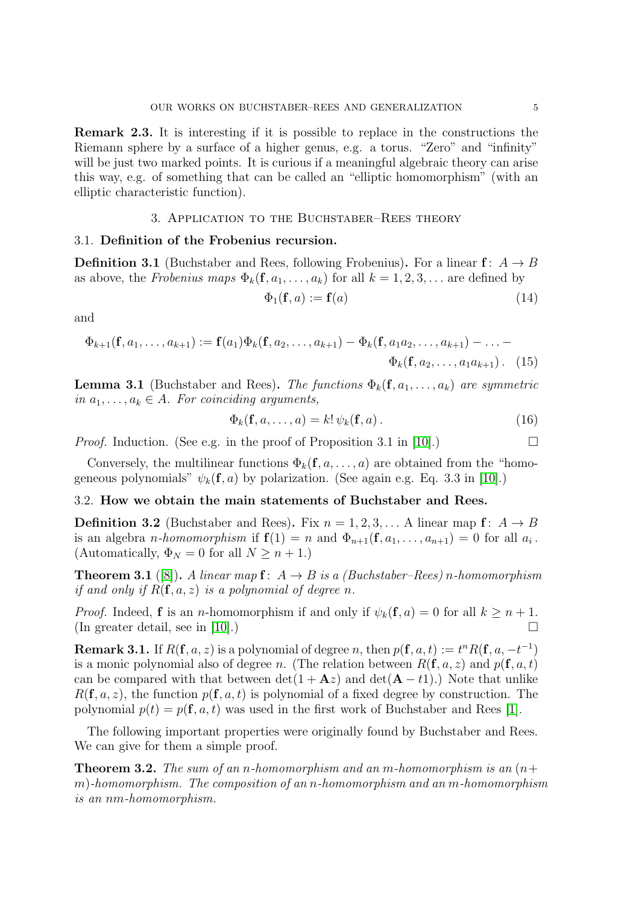**Remark 2.3.** It is interesting if it is possible to replace in the constructions the Riemann sphere by a surface of a higher genus, e.g. a torus. "Zero" and "infinity" will be just two marked points. It is curious if a meaningful algebraic theory can arise this way, e.g. of something that can be called an "elliptic homomorphism" (with an elliptic characteristic function).

## 3. Application to the Buchstaber–Rees theory

### 3.1. Definition of the Frobenius recursion.

**Definition 3.1** (Buchstaber and Rees, following Frobenius)**.** For a linear $\mathbf{f}\colon\, A \to B$ as above, the *Frobenius maps* $\Phi_k(\mathbf{f}, a_1, \dots, a_k)$ for all $k = 1, 2, 3, \dots$ are defined by

$$\Phi_1(\mathbf{f}, a) := \mathbf{f}(a) \tag{14}$$

and

$$\Phi_{k+1}(\mathbf{f}, a_1, \dots, a_{k+1}) := \mathbf{f}(a_1)\Phi_k(\mathbf{f}, a_2, \dots, a_{k+1}) - \Phi_k(\mathbf{f}, a_1a_2, \dots, a_{k+1}) - \dots - \Phi_k(\mathbf{f}, a_2, \dots, a_1a_{k+1})\,. \tag{15}$$

**Lemma 3.1** (Buchstaber and Rees)**.** *The functions $\Phi_k(\mathbf{f}, a_1, \dots, a_k)$ are symmetric in $a_1, \dots, a_k \in A$. For coinciding arguments,*

$$\Phi_k(\mathbf{f}, a, \dots, a) = k!\,\psi_k(\mathbf{f}, a)\,. \tag{16}$$

*Proof.* Induction. (See e.g. in the proof of Proposition 3.1 in [10].) □

Conversely, the multilinear functions $\Phi_k(\mathbf{f}, a, \dots, a)$ are obtained from the "homogeneous polynomials" $\psi_k(\mathbf{f}, a)$ by polarization. (See again e.g. Eq. 3.3 in [10].)

### 3.2. How we obtain the main statements of Buchstaber and Rees.

**Definition 3.2** (Buchstaber and Rees)**.** Fix $n = 1, 2, 3, \dots$ A linear map $\mathbf{f}\colon\, A \to B$ is an algebra *$n$-homomorphism* if $\mathbf{f}(1) = n$ and $\Phi_{n+1}(\mathbf{f}, a_1, \dots, a_{n+1}) = 0$ for all $a_i$. (Automatically, $\Phi_N = 0$ for all $N \geq n + 1$.)

**Theorem 3.1** ([8])**.** *A linear map $\mathbf{f}\colon\, A \to B$ is a (Buchstaber–Rees) $n$-homomorphism if and only if $R(\mathbf{f}, a, z)$ is a polynomial of degree $n$.*

*Proof.* Indeed, $\mathbf{f}$ is an $n$-homomorphism if and only if $\psi_k(\mathbf{f}, a) = 0$ for all $k \geq n + 1$. (In greater detail, see in [10].) □

**Remark 3.1.** If $R(\mathbf{f}, a, z)$ is a polynomial of degree $n$, then $p(\mathbf{f}, a, t) := t^n R(\mathbf{f}, a, -t^{-1})$ is a monic polynomial also of degree $n$. (The relation between $R(\mathbf{f}, a, z)$ and $p(\mathbf{f}, a, t)$ can be compared with that between $\det(1 + \mathbf{A}z)$ and $\det(\mathbf{A} - t1)$.) Note that unlike $R(\mathbf{f}, a, z)$, the function $p(\mathbf{f}, a, t)$ is polynomial of a fixed degree by construction. The polynomial $p(t) = p(\mathbf{f}, a, t)$ was used in the first work of Buchstaber and Rees [1].

The following important properties were originally found by Buchstaber and Rees. We can give for them a simple proof.

**Theorem 3.2.** *The sum of an $n$-homomorphism and an $m$-homomorphism is an $(n+m)$-homomorphism. The composition of an $n$-homomorphism and an $m$-homomorphism is an $nm$-homomorphism.*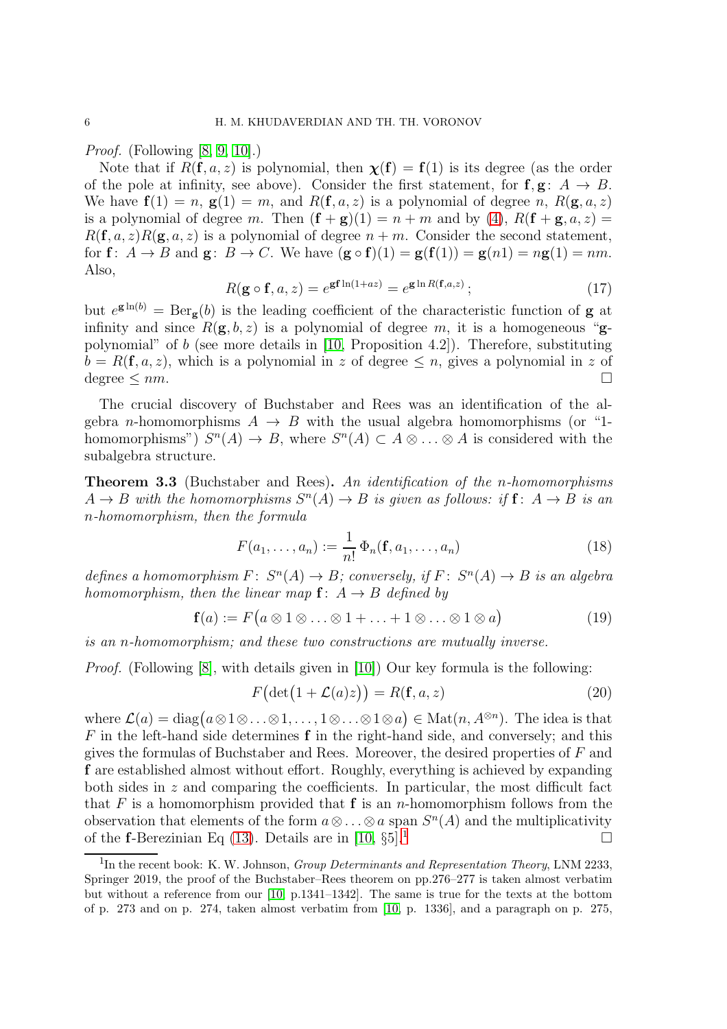*Proof.* (Following [8, 9, 10].)

Note that if $R(\mathbf{f}, a, z)$ is polynomial, then $\boldsymbol{\chi}(\mathbf{f}) = \mathbf{f}(1)$ is its degree (as the order of the pole at infinity, see above). Consider the first statement, for $\mathbf{f}, \mathbf{g}\colon A \to B$. We have $\mathbf{f}(1) = n$, $\mathbf{g}(1) = m$, and $R(\mathbf{f}, a, z)$ is a polynomial of degree $n$, $R(\mathbf{g}, a, z)$ is a polynomial of degree $m$. Then $(\mathbf{f}+\mathbf{g})(1) = n+m$ and by (4), $R(\mathbf{f}+\mathbf{g}, a, z) = R(\mathbf{f}, a, z)R(\mathbf{g}, a, z)$ is a polynomial of degree $n+m$. Consider the second statement, for $\mathbf{f}\colon A \to B$ and $\mathbf{g}\colon B \to C$. We have $(\mathbf{g}\circ\mathbf{f})(1) = \mathbf{g}(\mathbf{f}(1)) = \mathbf{g}(n1) = n\mathbf{g}(1) = nm$. Also,

$$R(\mathbf{g}\circ\mathbf{f}, a, z) = e^{\mathbf{g}\mathbf{f}\ln(1+az)} = e^{\mathbf{g}\ln R(\mathbf{f}, a, z)}\,; \tag{17}$$

but $e^{\mathbf{g}\ln(b)} = \mathrm{Ber}_{\mathbf{g}}(b)$ is the leading coefficient of the characteristic function of $\mathbf{g}$ at infinity and since $R(\mathbf{g}, b, z)$ is a polynomial of degree $m$, it is a homogeneous "$\mathbf{g}$-polynomial" of $b$ (see more details in [10, Proposition 4.2]). Therefore, substituting $b = R(\mathbf{f}, a, z)$, which is a polynomial in $z$ of degree $\leq n$, gives a polynomial in $z$ of degree $\leq nm$. $\square$

The crucial discovery of Buchstaber and Rees was an identification of the algebra $n$-homomorphisms $A \to B$ with the usual algebra homomorphisms (or "1-homomorphisms") $S^n(A) \to B$, where $S^n(A) \subset A \otimes \ldots \otimes A$ is considered with the subalgebra structure.

**Theorem 3.3** (Buchstaber and Rees)**.** *An identification of the $n$-homomorphisms $A \to B$ with the homomorphisms $S^n(A) \to B$ is given as follows: if $\mathbf{f}\colon A \to B$ is an $n$-homomorphism, then the formula*

$$F(a_1, \ldots, a_n) := \frac{1}{n!}\,\Phi_n(\mathbf{f}, a_1, \ldots, a_n) \tag{18}$$

*defines a homomorphism $F\colon S^n(A) \to B$; conversely, if $F\colon S^n(A) \to B$ is an algebra homomorphism, then the linear map $\mathbf{f}\colon A \to B$ defined by*

$$\mathbf{f}(a) := F\big(a \otimes 1 \otimes \ldots \otimes 1 + \ldots + 1 \otimes \ldots \otimes 1 \otimes a\big) \tag{19}$$

*is an $n$-homomorphism; and these two constructions are mutually inverse.*

*Proof.* (Following [8], with details given in [10]) Our key formula is the following:

$$F\big(\det\big(1 + \mathcal{L}(a)z\big)\big) = R(\mathbf{f}, a, z) \tag{20}$$

where $\mathcal{L}(a) = \mathrm{diag}\big(a \otimes 1 \otimes \ldots \otimes 1, \ldots, 1 \otimes \ldots \otimes 1 \otimes a\big) \in \mathrm{Mat}(n, A^{\otimes n})$. The idea is that $F$ in the left-hand side determines $\mathbf{f}$ in the right-hand side, and conversely; and this gives the formulas of Buchstaber and Rees. Moreover, the desired properties of $F$ and $\mathbf{f}$ are established almost without effort. Roughly, everything is achieved by expanding both sides in $z$ and comparing the coefficients. In particular, the most difficult fact that $F$ is a homomorphism provided that $\mathbf{f}$ is an $n$-homomorphism follows from the observation that elements of the form $a \otimes \ldots \otimes a$ span $S^n(A)$ and the multiplicativity of the $\mathbf{f}$-Berezinian Eq (13). Details are in [10, §5].[1] $\square$

[1] In the recent book: K. W. Johnson, *Group Determinants and Representation Theory*, LNM 2233, Springer 2019, the proof of the Buchstaber–Rees theorem on pp.276–277 is taken almost verbatim but without a reference from our [10, p.1341–1342]. The same is true for the texts at the bottom of p. 273 and on p. 274, taken almost verbatim from [10, p. 1336], and a paragraph on p. 275,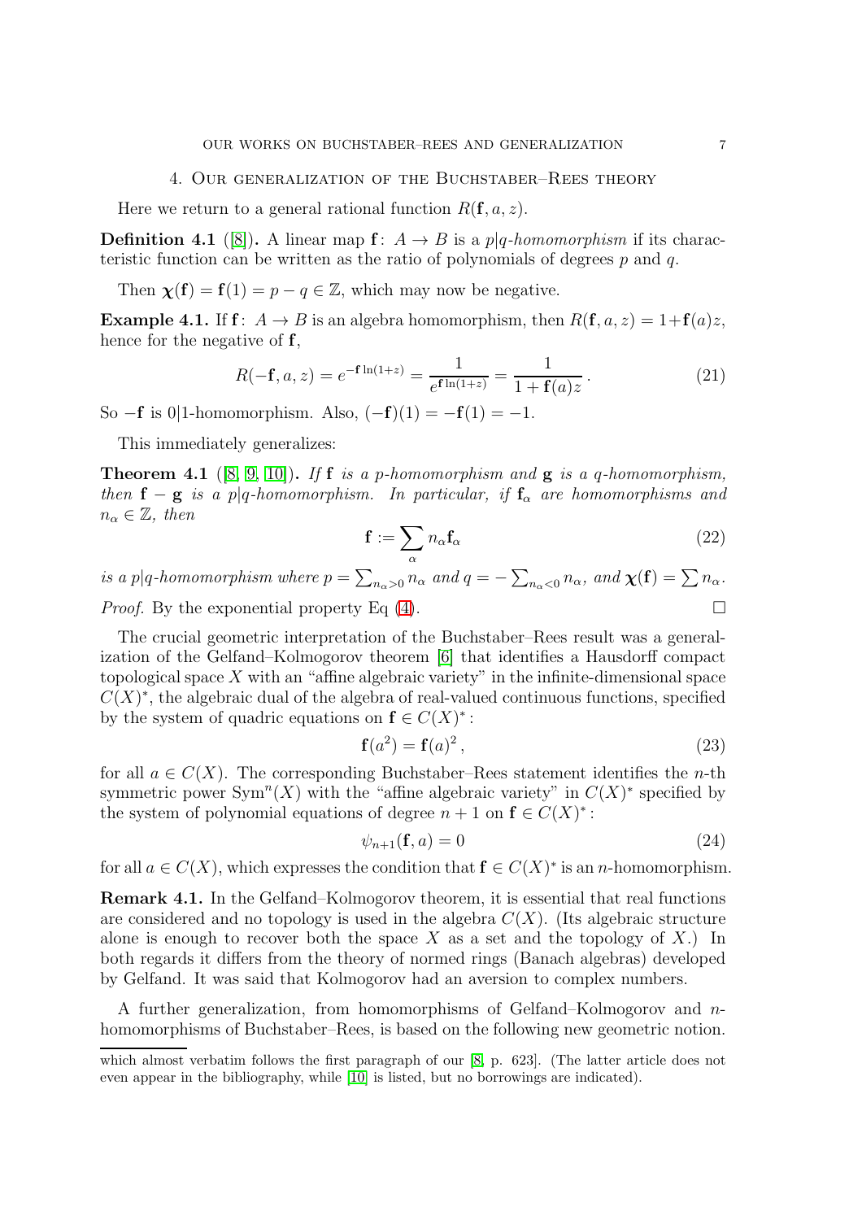## 4. Our generalization of the Buchstaber–Rees theory

Here we return to a general rational function $R(\mathbf{f}, a, z)$.

**Definition 4.1** ([8]). A linear map $\mathbf{f}\colon A \to B$ is a *$p|q$-homomorphism* if its characteristic function can be written as the ratio of polynomials of degrees $p$ and $q$.

Then $\boldsymbol{\chi}(\mathbf{f}) = \mathbf{f}(1) = p - q \in \mathbb{Z}$, which may now be negative.

**Example 4.1.** If $\mathbf{f}\colon A \to B$ is an algebra homomorphism, then $R(\mathbf{f}, a, z) = 1 + \mathbf{f}(a)z$, hence for the negative of $\mathbf{f}$,

$$R(-\mathbf{f}, a, z) = e^{-\mathbf{f}\ln(1+z)} = \frac{1}{e^{\mathbf{f}\ln(1+z)}} = \frac{1}{1 + \mathbf{f}(a)z}\,. \tag{21}$$

So $-\mathbf{f}$ is $0|1$-homomorphism. Also, $(-\mathbf{f})(1) = -\mathbf{f}(1) = -1$.

This immediately generalizes:

**Theorem 4.1** ([8, 9, 10]). *If $\mathbf{f}$ is a $p$-homomorphism and $\mathbf{g}$ is a $q$-homomorphism, then $\mathbf{f} - \mathbf{g}$ is a $p|q$-homomorphism. In particular, if $\mathbf{f}_\alpha$ are homomorphisms and $n_\alpha \in \mathbb{Z}$, then*

$$\mathbf{f} := \sum_\alpha n_\alpha \mathbf{f}_\alpha \tag{22}$$

*is a $p|q$-homomorphism where $p = \sum_{n_\alpha > 0} n_\alpha$ and $q = -\sum_{n_\alpha < 0} n_\alpha$, and $\boldsymbol{\chi}(\mathbf{f}) = \sum n_\alpha$.*

*Proof.* By the exponential property Eq (4). $\square$

The crucial geometric interpretation of the Buchstaber–Rees result was a generalization of the Gelfand–Kolmogorov theorem [6] that identifies a Hausdorff compact topological space $X$ with an "affine algebraic variety" in the infinite-dimensional space $C(X)^*$, the algebraic dual of the algebra of real-valued continuous functions, specified by the system of quadric equations on $\mathbf{f} \in C(X)^*$:

$$\mathbf{f}(a^2) = \mathbf{f}(a)^2\,, \tag{23}$$

for all $a \in C(X)$. The corresponding Buchstaber–Rees statement identifies the $n$-th symmetric power $\mathrm{Sym}^n(X)$ with the "affine algebraic variety" in $C(X)^*$ specified by the system of polynomial equations of degree $n+1$ on $\mathbf{f} \in C(X)^*$:

$$\psi_{n+1}(\mathbf{f}, a) = 0 \tag{24}$$

for all $a \in C(X)$, which expresses the condition that $\mathbf{f} \in C(X)^*$ is an $n$-homomorphism.

**Remark 4.1.** In the Gelfand–Kolmogorov theorem, it is essential that real functions are considered and no topology is used in the algebra $C(X)$. (Its algebraic structure alone is enough to recover both the space $X$ as a set and the topology of $X$.) In both regards it differs from the theory of normed rings (Banach algebras) developed by Gelfand. It was said that Kolmogorov had an aversion to complex numbers.

A further generalization, from homomorphisms of Gelfand–Kolmogorov and $n$-homomorphisms of Buchstaber–Rees, is based on the following new geometric notion.

---

which almost verbatim follows the first paragraph of our [8, p. 623]. (The latter article does not even appear in the bibliography, while [10] is listed, but no borrowings are indicated).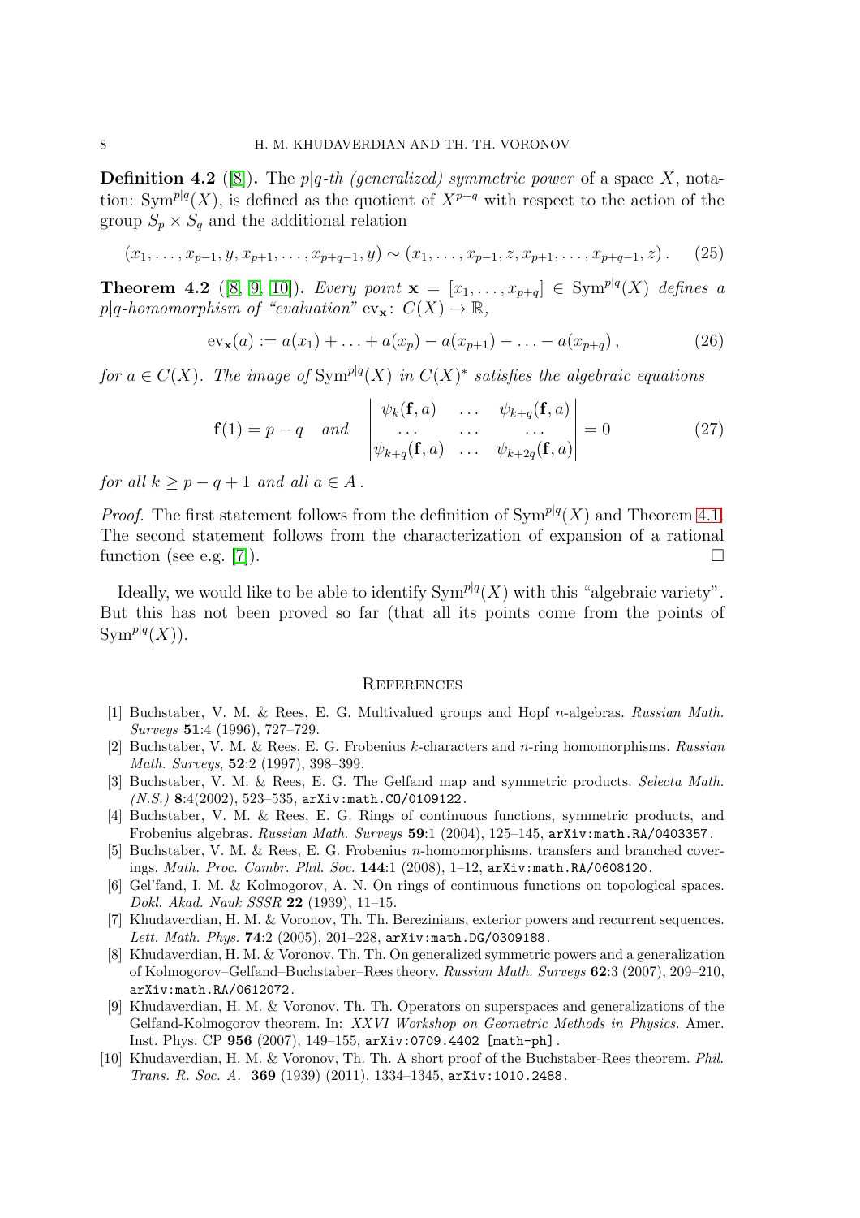**Definition 4.2** ([8]). The $p|q$*-th (generalized) symmetric power* of a space $X$, notation: $\mathrm{Sym}^{p|q}(X)$, is defined as the quotient of $X^{p+q}$ with respect to the action of the group $S_p \times S_q$ and the additional relation

$$(x_1, \ldots, x_{p-1}, y, x_{p+1}, \ldots, x_{p+q-1}, y) \sim (x_1, \ldots, x_{p-1}, z, x_{p+1}, \ldots, x_{p+q-1}, z)\,. \tag{25}$$

**Theorem 4.2** ([8, 9, 10]). *Every point* $\mathbf{x} = [x_1, \ldots, x_{p+q}] \in \mathrm{Sym}^{p|q}(X)$ *defines a* $p|q$*-homomorphism of "evaluation"* $\mathrm{ev}_{\mathbf{x}}\colon C(X) \to \mathbb{R}$,

$$\mathrm{ev}_{\mathbf{x}}(a) := a(x_1) + \ldots + a(x_p) - a(x_{p+1}) - \ldots - a(x_{p+q})\,, \tag{26}$$

*for* $a \in C(X)$*. The image of* $\mathrm{Sym}^{p|q}(X)$ *in* $C(X)^*$ *satisfies the algebraic equations*

$$\mathbf{f}(1) = p - q \quad \textit{and} \quad \begin{vmatrix} \psi_k(\mathbf{f}, a) & \ldots & \psi_{k+q}(\mathbf{f}, a) \\ \ldots & \ldots & \ldots \\ \psi_{k+q}(\mathbf{f}, a) & \ldots & \psi_{k+2q}(\mathbf{f}, a) \end{vmatrix} = 0 \tag{27}$$

*for all* $k \geq p - q + 1$ *and all* $a \in A$.

*Proof.* The first statement follows from the definition of $\mathrm{Sym}^{p|q}(X)$ and Theorem 4.1. The second statement follows from the characterization of expansion of a rational function (see e.g. [7]). □

Ideally, we would like to be able to identify $\mathrm{Sym}^{p|q}(X)$ with this "algebraic variety". But this has not been proved so far (that all its points come from the points of $\mathrm{Sym}^{p|q}(X)$).

## References

[1] Buchstaber, V. M. & Rees, E. G. Multivalued groups and Hopf $n$-algebras. *Russian Math. Surveys* **51**:4 (1996), 727–729.

[2] Buchstaber, V. M. & Rees, E. G. Frobenius $k$-characters and $n$-ring homomorphisms. *Russian Math. Surveys*, **52**:2 (1997), 398–399.

[3] Buchstaber, V. M. & Rees, E. G. The Gelfand map and symmetric products. *Selecta Math. (N.S.)* **8**:4(2002), 523–535, arXiv:math.CO/0109122.

[4] Buchstaber, V. M. & Rees, E. G. Rings of continuous functions, symmetric products, and Frobenius algebras. *Russian Math. Surveys* **59**:1 (2004), 125–145, arXiv:math.RA/0403357.

[5] Buchstaber, V. M. & Rees, E. G. Frobenius $n$-homomorphisms, transfers and branched coverings. *Math. Proc. Cambr. Phil. Soc.* **144**:1 (2008), 1–12, arXiv:math.RA/0608120.

[6] Gel'fand, I. M. & Kolmogorov, A. N. On rings of continuous functions on topological spaces. *Dokl. Akad. Nauk SSSR* **22** (1939), 11–15.

[7] Khudaverdian, H. M. & Voronov, Th. Th. Berezinians, exterior powers and recurrent sequences. *Lett. Math. Phys.* **74**:2 (2005), 201–228, arXiv:math.DG/0309188.

[8] Khudaverdian, H. M. & Voronov, Th. Th. On generalized symmetric powers and a generalization of Kolmogorov–Gelfand–Buchstaber–Rees theory. *Russian Math. Surveys* **62**:3 (2007), 209–210, arXiv:math.RA/0612072.

[9] Khudaverdian, H. M. & Voronov, Th. Th. Operators on superspaces and generalizations of the Gelfand-Kolmogorov theorem. In: *XXVI Workshop on Geometric Methods in Physics.* Amer. Inst. Phys. CP **956** (2007), 149–155, arXiv:0709.4402 [math-ph].

[10] Khudaverdian, H. M. & Voronov, Th. Th. A short proof of the Buchstaber-Rees theorem. *Phil. Trans. R. Soc. A.* **369** (1939) (2011), 1334–1345, arXiv:1010.2488.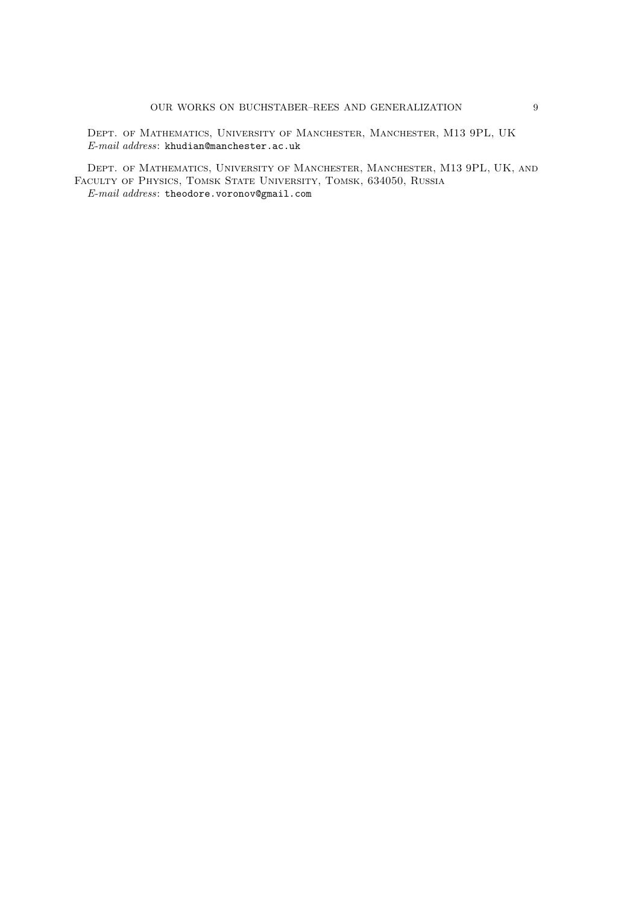Dept. of Mathematics, University of Manchester, Manchester, M13 9PL, UK
*E-mail address*: khudian@manchester.ac.uk

Dept. of Mathematics, University of Manchester, Manchester, M13 9PL, UK, and Faculty of Physics, Tomsk State University, Tomsk, 634050, Russia
*E-mail address*: theodore.voronov@gmail.com